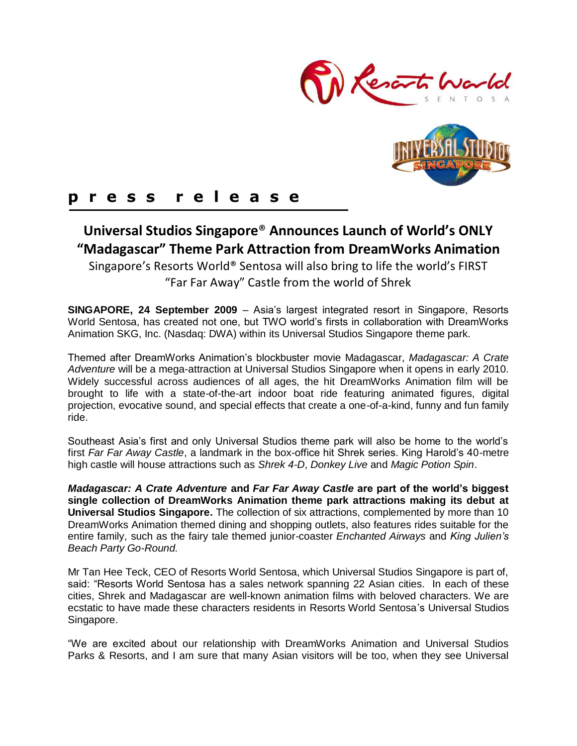**press release**

# Universal Studios Singapore® Announces Launch of World's ONLY "Madagascar" Theme Park Attraction from DreamWorks Animation

Singapore's Resorts World® Sentosa will also bring to life the world's FIRST "Far Far Away" Castle from the world of Shrek

**SINGAPORE, 24 September 2009** – Asia's largest integrated resort in Singapore, Resorts World Sentosa, has created not one, but TWO world's firsts in collaboration with DreamWorks Animation SKG, Inc. (Nasdaq: DWA) within its Universal Studios Singapore theme park.

Themed after DreamWorks Animation's blockbuster movie Madagascar, *Madagascar: A Crate Adventure* will be a mega-attraction at Universal Studios Singapore when it opens in early 2010. Widely successful across audiences of all ages, the hit DreamWorks Animation film will be brought to life with a state-of-the-art indoor boat ride featuring animated figures, digital projection, evocative sound, and special effects that create a one-of-a-kind, funny and fun family ride.

Southeast Asia's first and only Universal Studios theme park will also be home to the world's first *Far Far Away Castle*, a landmark in the box-office hit Shrek series. King Harold's 40-metre high castle will house attractions such as *Shrek 4-D*, *Donkey Live* and *Magic Potion Spin*.

***Madagascar: A Crate Adventure* and *Far Far Away Castle* are part of the world's biggest single collection of DreamWorks Animation theme park attractions making its debut at Universal Studios Singapore.** The collection of six attractions, complemented by more than 10 DreamWorks Animation themed dining and shopping outlets, also features rides suitable for the entire family, such as the fairy tale themed junior-coaster *Enchanted Airways* and *King Julien's Beach Party Go-Round.*

Mr Tan Hee Teck, CEO of Resorts World Sentosa, which Universal Studios Singapore is part of, said: "Resorts World Sentosa has a sales network spanning 22 Asian cities. In each of these cities, Shrek and Madagascar are well-known animation films with beloved characters. We are ecstatic to have made these characters residents in Resorts World Sentosa's Universal Studios Singapore.

"We are excited about our relationship with DreamWorks Animation and Universal Studios Parks & Resorts, and I am sure that many Asian visitors will be too, when they see Universal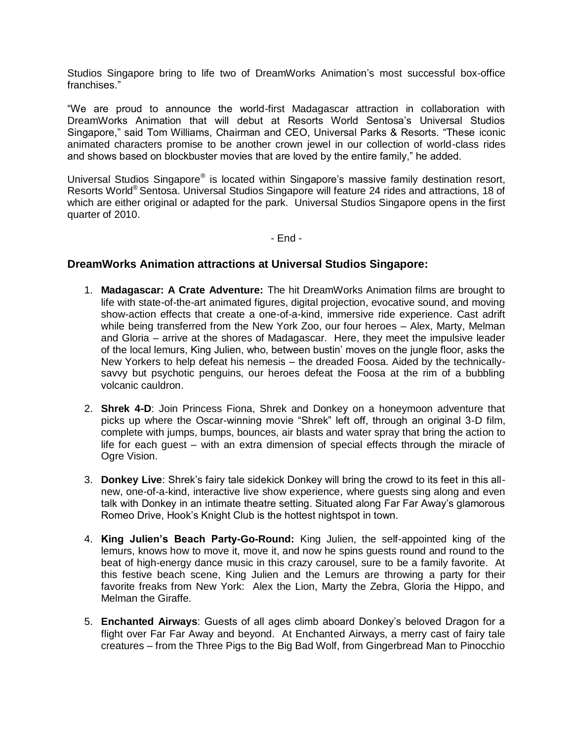Studios Singapore bring to life two of DreamWorks Animation's most successful box-office franchises."

"We are proud to announce the world-first Madagascar attraction in collaboration with DreamWorks Animation that will debut at Resorts World Sentosa's Universal Studios Singapore," said Tom Williams, Chairman and CEO, Universal Parks & Resorts. "These iconic animated characters promise to be another crown jewel in our collection of world-class rides and shows based on blockbuster movies that are loved by the entire family," he added.

Universal Studios Singapore® is located within Singapore's massive family destination resort, Resorts World® Sentosa. Universal Studios Singapore will feature 24 rides and attractions, 18 of which are either original or adapted for the park. Universal Studios Singapore opens in the first quarter of 2010.

- End -

### DreamWorks Animation attractions at Universal Studios Singapore:

1. **Madagascar: A Crate Adventure:** The hit DreamWorks Animation films are brought to life with state-of-the-art animated figures, digital projection, evocative sound, and moving show-action effects that create a one-of-a-kind, immersive ride experience. Cast adrift while being transferred from the New York Zoo, our four heroes – Alex, Marty, Melman and Gloria – arrive at the shores of Madagascar. Here, they meet the impulsive leader of the local lemurs, King Julien, who, between bustin' moves on the jungle floor, asks the New Yorkers to help defeat his nemesis – the dreaded Foosa. Aided by the technically-savvy but psychotic penguins, our heroes defeat the Foosa at the rim of a bubbling volcanic cauldron.

2. **Shrek 4-D**: Join Princess Fiona, Shrek and Donkey on a honeymoon adventure that picks up where the Oscar-winning movie "Shrek" left off, through an original 3-D film, complete with jumps, bumps, bounces, air blasts and water spray that bring the action to life for each guest – with an extra dimension of special effects through the miracle of Ogre Vision.

3. **Donkey Live**: Shrek's fairy tale sidekick Donkey will bring the crowd to its feet in this all-new, one-of-a-kind, interactive live show experience, where guests sing along and even talk with Donkey in an intimate theatre setting. Situated along Far Far Away's glamorous Romeo Drive, Hook's Knight Club is the hottest nightspot in town.

4. **King Julien's Beach Party-Go-Round:** King Julien, the self-appointed king of the lemurs, knows how to move it, move it, and now he spins guests round and round to the beat of high-energy dance music in this crazy carousel, sure to be a family favorite. At this festive beach scene, King Julien and the Lemurs are throwing a party for their favorite freaks from New York: Alex the Lion, Marty the Zebra, Gloria the Hippo, and Melman the Giraffe.

5. **Enchanted Airways**: Guests of all ages climb aboard Donkey's beloved Dragon for a flight over Far Far Away and beyond. At Enchanted Airways, a merry cast of fairy tale creatures – from the Three Pigs to the Big Bad Wolf, from Gingerbread Man to Pinocchio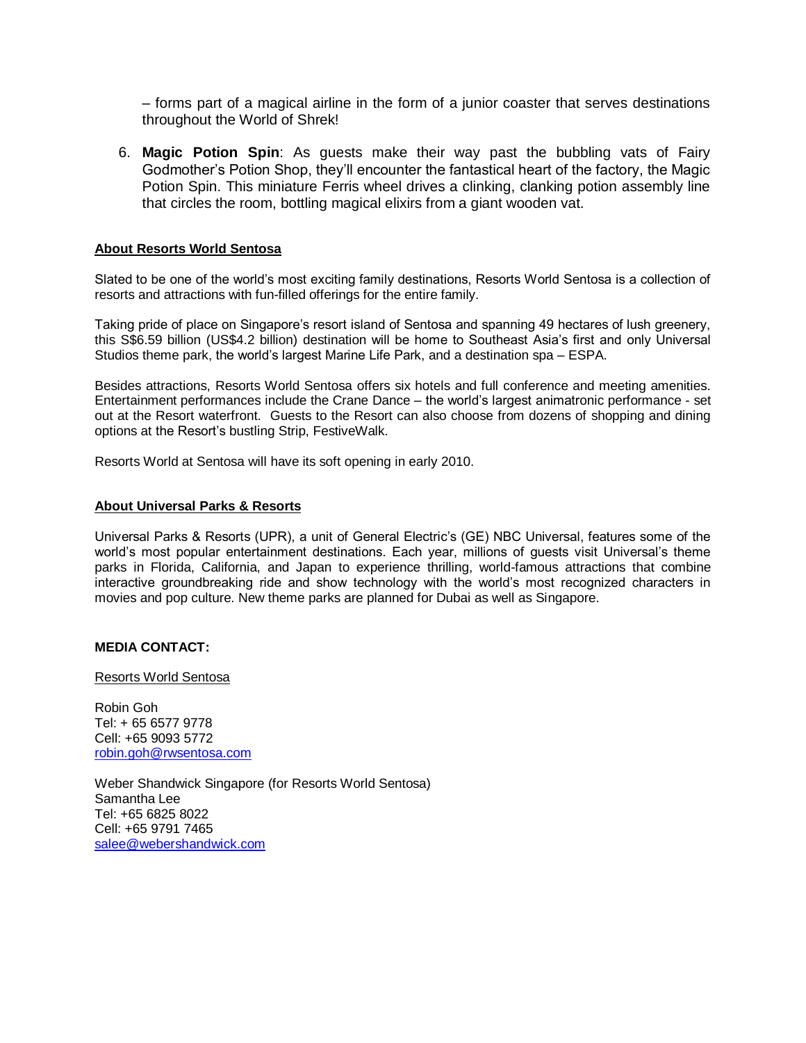– forms part of a magical airline in the form of a junior coaster that serves destinations throughout the World of Shrek!

6. **Magic Potion Spin**: As guests make their way past the bubbling vats of Fairy Godmother's Potion Shop, they'll encounter the fantastical heart of the factory, the Magic Potion Spin. This miniature Ferris wheel drives a clinking, clanking potion assembly line that circles the room, bottling magical elixirs from a giant wooden vat.

## About Resorts World Sentosa

Slated to be one of the world's most exciting family destinations, Resorts World Sentosa is a collection of resorts and attractions with fun-filled offerings for the entire family.

Taking pride of place on Singapore's resort island of Sentosa and spanning 49 hectares of lush greenery, this S$6.59 billion (US$4.2 billion) destination will be home to Southeast Asia's first and only Universal Studios theme park, the world's largest Marine Life Park, and a destination spa – ESPA.

Besides attractions, Resorts World Sentosa offers six hotels and full conference and meeting amenities. Entertainment performances include the Crane Dance – the world's largest animatronic performance - set out at the Resort waterfront. Guests to the Resort can also choose from dozens of shopping and dining options at the Resort's bustling Strip, FestiveWalk.

Resorts World at Sentosa will have its soft opening in early 2010.

## About Universal Parks & Resorts

Universal Parks & Resorts (UPR), a unit of General Electric's (GE) NBC Universal, features some of the world's most popular entertainment destinations. Each year, millions of guests visit Universal's theme parks in Florida, California, and Japan to experience thrilling, world-famous attractions that combine interactive groundbreaking ride and show technology with the world's most recognized characters in movies and pop culture. New theme parks are planned for Dubai as well as Singapore.

**MEDIA CONTACT:**

Resorts World Sentosa

Robin Goh
Tel: + 65 6577 9778
Cell: +65 9093 5772
robin.goh@rwsentosa.com

Weber Shandwick Singapore (for Resorts World Sentosa)
Samantha Lee
Tel: +65 6825 8022
Cell: +65 9791 7465
salee@webershandwick.com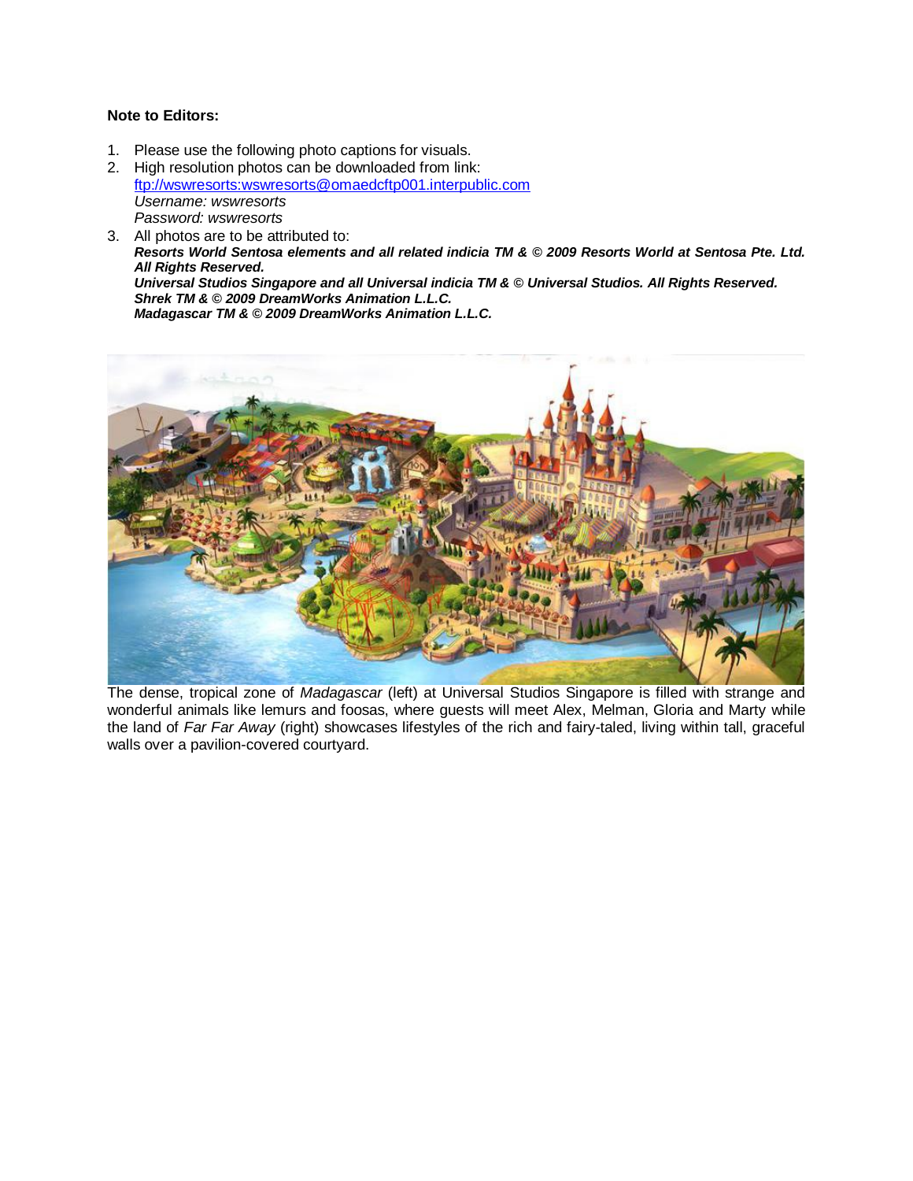**Note to Editors:**

1. Please use the following photo captions for visuals.
2. High resolution photos can be downloaded from link: [ftp://wswresorts:wswresorts@omaedcftp001.interpublic.com](ftp://wswresorts:wswresorts@omaedcftp001.interpublic.com)
   *Username: wswresorts*
   *Password: wswresorts*
3. All photos are to be attributed to:
   ***Resorts World Sentosa elements and all related indicia TM & © 2009 Resorts World at Sentosa Pte. Ltd. All Rights Reserved.***
   ***Universal Studios Singapore and all Universal indicia TM & © Universal Studios. All Rights Reserved.***
   ***Shrek TM & © 2009 DreamWorks Animation L.L.C.***
   ***Madagascar TM & © 2009 DreamWorks Animation L.L.C.***

The dense, tropical zone of *Madagascar* (left) at Universal Studios Singapore is filled with strange and wonderful animals like lemurs and foosas, where guests will meet Alex, Melman, Gloria and Marty while the land of *Far Far Away* (right) showcases lifestyles of the rich and fairy-taled, living within tall, graceful walls over a pavilion-covered courtyard.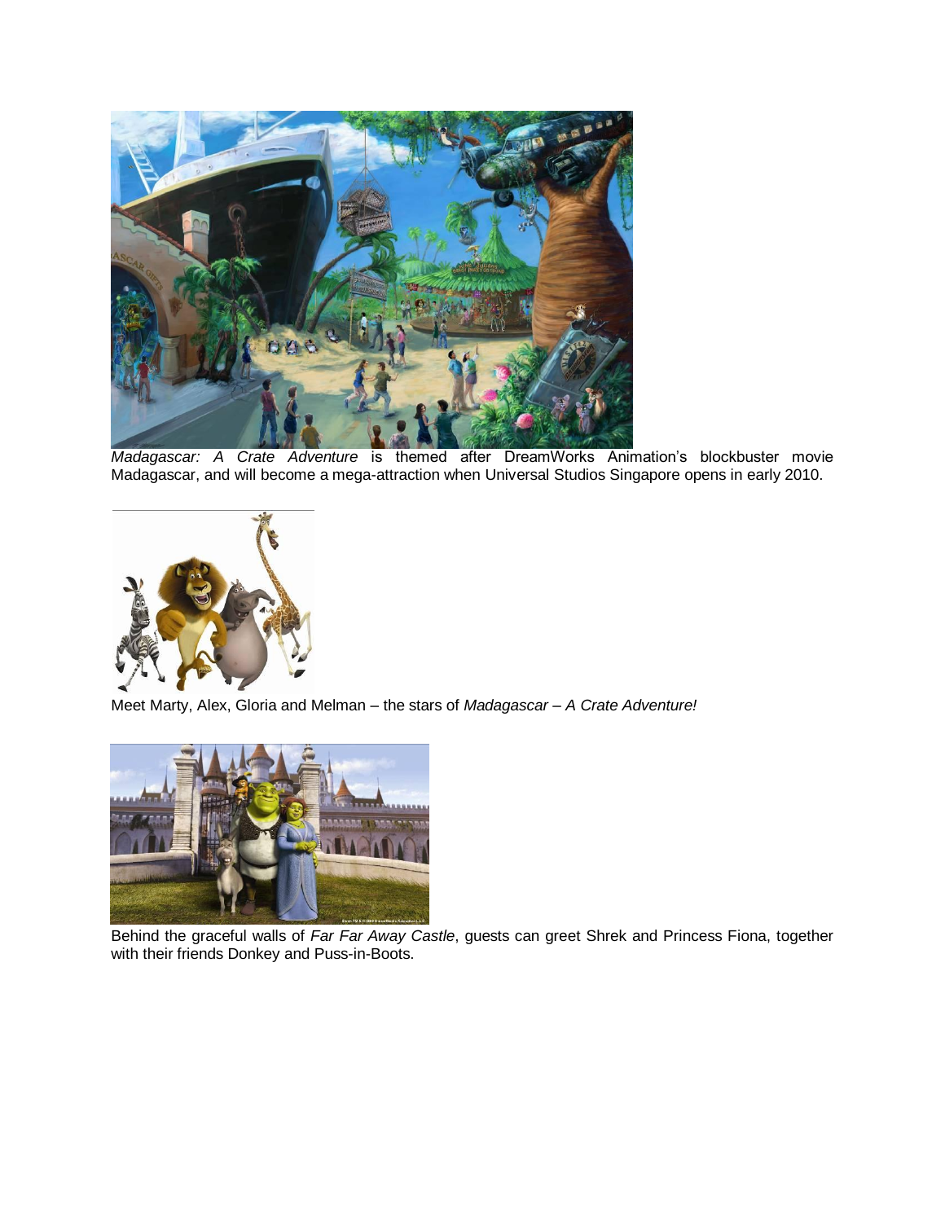*Madagascar: A Crate Adventure* is themed after DreamWorks Animation's blockbuster movie Madagascar, and will become a mega-attraction when Universal Studios Singapore opens in early 2010.

Meet Marty, Alex, Gloria and Melman – the stars of *Madagascar – A Crate Adventure!*

Behind the graceful walls of *Far Far Away Castle*, guests can greet Shrek and Princess Fiona, together with their friends Donkey and Puss-in-Boots.